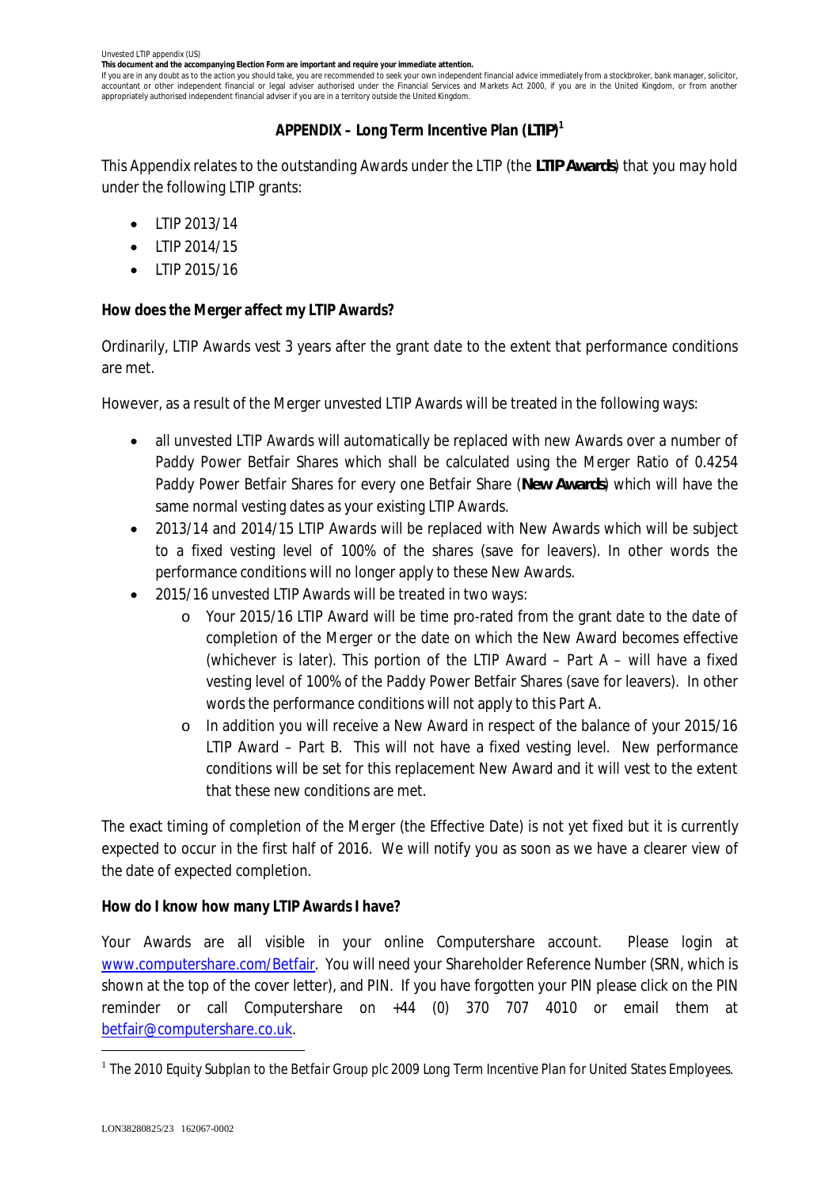Unvested LTIP appendix (US)

**This document and the accompanying Election Form are important and require your immediate attention.**

If you are in any doubt as to the action you should take, you are recommended to seek your own independent financial advice immediately from a stockbroker, bank manager, solicitor, accountant or other independent financial or legal adviser authorised under the Financial Services and Markets Act 2000, if you are in the United Kingdom, or from another appropriately authorised independent financial adviser if you are in a territory outside the United Kingdom.

## APPENDIX – Long Term Incentive Plan (LTIP)[1]

This Appendix relates to the outstanding Awards under the LTIP (the **LTIP Awards**) that you may hold under the following LTIP grants:

- LTIP 2013/14
- LTIP 2014/15
- LTIP 2015/16

**How does the Merger affect my LTIP Awards?**

Ordinarily, LTIP Awards vest 3 years after the grant date to the extent that performance conditions are met.

However, as a result of the Merger unvested LTIP Awards will be treated in the following ways:

- all unvested LTIP Awards will automatically be replaced with new Awards over a number of Paddy Power Betfair Shares which shall be calculated using the Merger Ratio of 0.4254 Paddy Power Betfair Shares for every one Betfair Share (**New Awards**) which will have the same normal vesting dates as your existing LTIP Awards.
- 2013/14 and 2014/15 LTIP Awards will be replaced with New Awards which will be subject to a fixed vesting level of 100% of the shares (save for leavers). In other words the performance conditions will no longer apply to these New Awards.
- 2015/16 unvested LTIP Awards will be treated in two ways:
  - Your 2015/16 LTIP Award will be time pro-rated from the grant date to the date of completion of the Merger or the date on which the New Award becomes effective (whichever is later). This portion of the LTIP Award – Part A – will have a fixed vesting level of 100% of the Paddy Power Betfair Shares (save for leavers). In other words the performance conditions will not apply to this Part A.
  - In addition you will receive a New Award in respect of the balance of your 2015/16 LTIP Award – Part B. This will not have a fixed vesting level. New performance conditions will be set for this replacement New Award and it will vest to the extent that these new conditions are met.

The exact timing of completion of the Merger (the Effective Date) is not yet fixed but it is currently expected to occur in the first half of 2016. We will notify you as soon as we have a clearer view of the date of expected completion.

**How do I know how many LTIP Awards I have?**

Your Awards are all visible in your online Computershare account. Please login at www.computershare.com/Betfair. You will need your Shareholder Reference Number (SRN, which is shown at the top of the cover letter), and PIN. If you have forgotten your PIN please click on the PIN reminder or call Computershare on +44 (0) 370 707 4010 or email them at betfair@computershare.co.uk.

[1] *The 2010 Equity Subplan to the Betfair Group plc 2009 Long Term Incentive Plan for United States Employees.*

LON38280825/23 162067-0002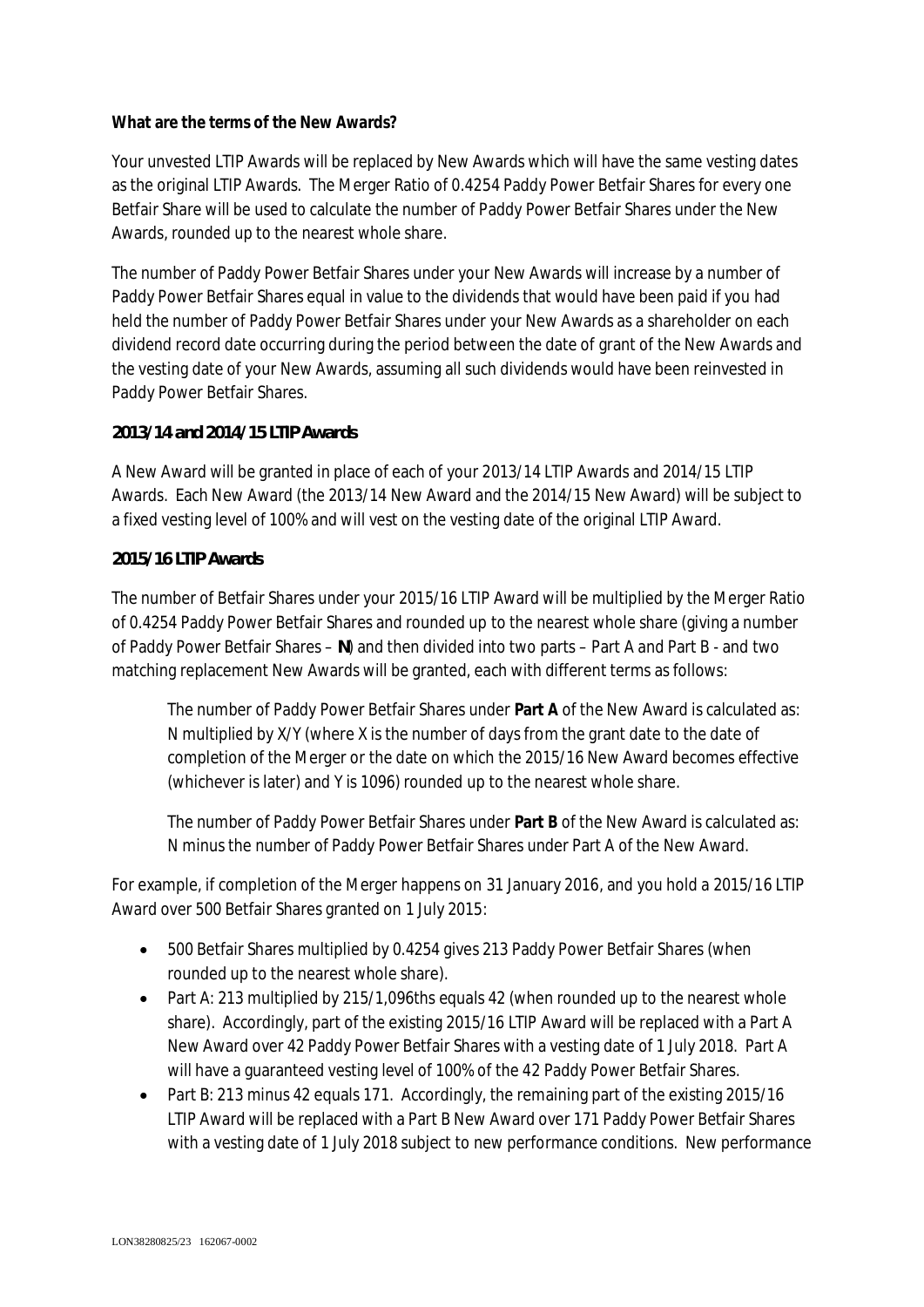**What are the terms of the New Awards?**

Your unvested LTIP Awards will be replaced by New Awards which will have the same vesting dates as the original LTIP Awards. The Merger Ratio of 0.4254 Paddy Power Betfair Shares for every one Betfair Share will be used to calculate the number of Paddy Power Betfair Shares under the New Awards, rounded up to the nearest whole share.

The number of Paddy Power Betfair Shares under your New Awards will increase by a number of Paddy Power Betfair Shares equal in value to the dividends that would have been paid if you had held the number of Paddy Power Betfair Shares under your New Awards as a shareholder on each dividend record date occurring during the period between the date of grant of the New Awards and the vesting date of your New Awards, assuming all such dividends would have been reinvested in Paddy Power Betfair Shares.

**2013/14 and 2014/15 LTIP Awards**

A New Award will be granted in place of each of your 2013/14 LTIP Awards and 2014/15 LTIP Awards. Each New Award (the 2013/14 New Award and the 2014/15 New Award) will be subject to a fixed vesting level of 100% and will vest on the vesting date of the original LTIP Award.

**2015/16 LTIP Awards**

The number of Betfair Shares under your 2015/16 LTIP Award will be multiplied by the Merger Ratio of 0.4254 Paddy Power Betfair Shares and rounded up to the nearest whole share (giving a number of Paddy Power Betfair Shares – **N**) and then divided into two parts – Part A and Part B - and two matching replacement New Awards will be granted, each with different terms as follows:

> The number of Paddy Power Betfair Shares under **Part A** of the New Award is calculated as: N multiplied by X/Y (where X is the number of days from the grant date to the date of completion of the Merger or the date on which the 2015/16 New Award becomes effective (whichever is later) and Y is 1096) rounded up to the nearest whole share.
>
> The number of Paddy Power Betfair Shares under **Part B** of the New Award is calculated as: N minus the number of Paddy Power Betfair Shares under Part A of the New Award.

For example, if completion of the Merger happens on 31 January 2016, and you hold a 2015/16 LTIP Award over 500 Betfair Shares granted on 1 July 2015:

- 500 Betfair Shares multiplied by 0.4254 gives 213 Paddy Power Betfair Shares (when rounded up to the nearest whole share).
- Part A: 213 multiplied by 215/1,096ths equals 42 (when rounded up to the nearest whole share). Accordingly, part of the existing 2015/16 LTIP Award will be replaced with a Part A New Award over 42 Paddy Power Betfair Shares with a vesting date of 1 July 2018. Part A will have a guaranteed vesting level of 100% of the 42 Paddy Power Betfair Shares.
- Part B: 213 minus 42 equals 171. Accordingly, the remaining part of the existing 2015/16 LTIP Award will be replaced with a Part B New Award over 171 Paddy Power Betfair Shares with a vesting date of 1 July 2018 subject to new performance conditions. New performance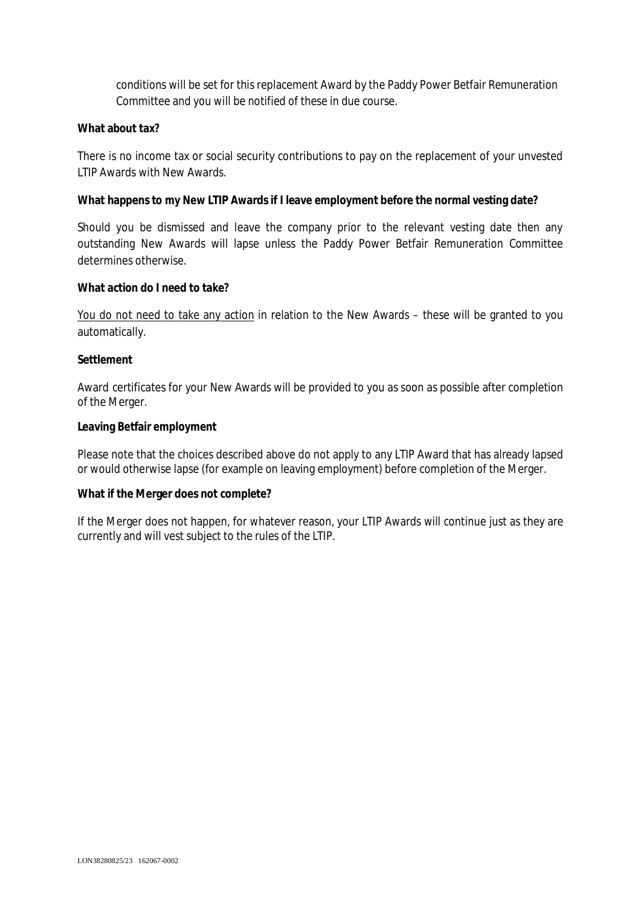conditions will be set for this replacement Award by the Paddy Power Betfair Remuneration Committee and you will be notified of these in due course.

**What about tax?**

There is no income tax or social security contributions to pay on the replacement of your unvested LTIP Awards with New Awards.

**What happens to my New LTIP Awards if I leave employment before the normal vesting date?**

Should you be dismissed and leave the company prior to the relevant vesting date then any outstanding New Awards will lapse unless the Paddy Power Betfair Remuneration Committee determines otherwise.

**What action do I need to take?**

You do not need to take any action in relation to the New Awards – these will be granted to you automatically.

**Settlement**

Award certificates for your New Awards will be provided to you as soon as possible after completion of the Merger.

**Leaving Betfair employment**

Please note that the choices described above do not apply to any LTIP Award that has already lapsed or would otherwise lapse (for example on leaving employment) before completion of the Merger.

**What if the Merger does not complete?**

If the Merger does not happen, for whatever reason, your LTIP Awards will continue just as they are currently and will vest subject to the rules of the LTIP.

LON38280825/23 162067-0002